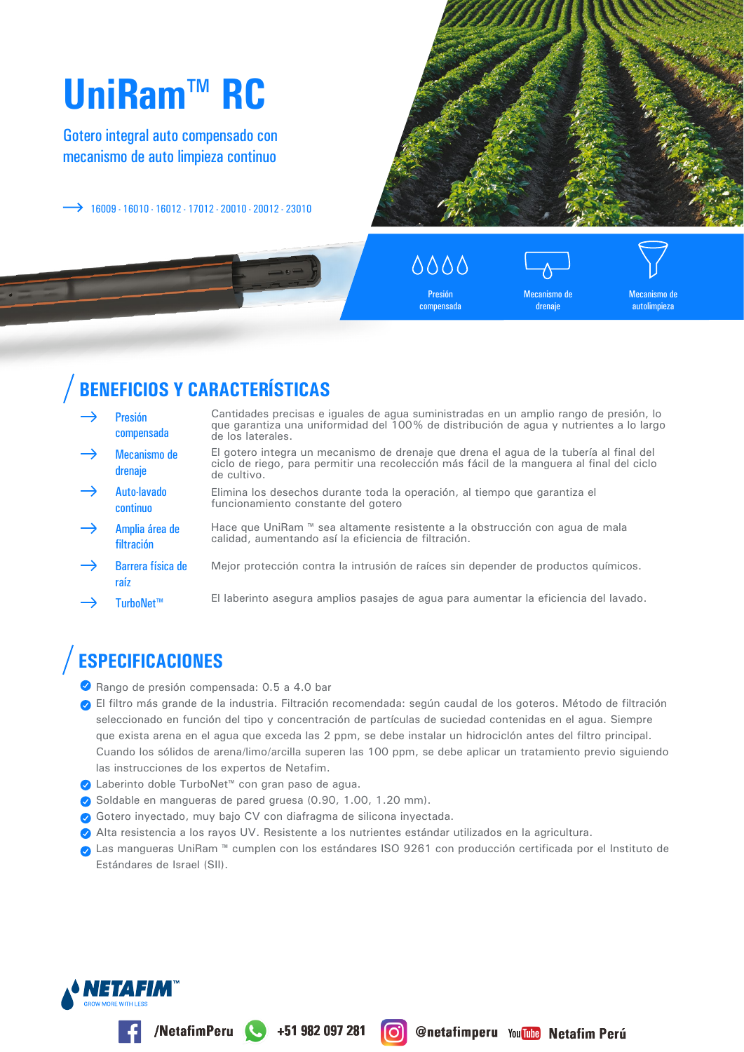# UniRam™ RC

## Gotero integral auto compensado con mecanismo de auto limpieza continuo

→ 16009 · 16010 · 16012 · 17012 · 20010 · 20012 · 23010

Presión compensada

Mecanismo de drenaje

Mecanismo de autolimpieza

## BENEFICIOS Y CARACTERÍSTICAS

| | |
|---|---|
| → Presión compensada | Cantidades precisas e iguales de agua suministradas en un amplio rango de presión, lo que garantiza una uniformidad del 100% de distribución de agua y nutrientes a lo largo de los laterales. |
| → Mecanismo de drenaje | El gotero integra un mecanismo de drenaje que drena el agua de la tubería al final del ciclo de riego, para permitir una recolección más fácil de la manguera al final del ciclo de cultivo. |
| → Auto-lavado continuo | Elimina los desechos durante toda la operación, al tiempo que garantiza el funcionamiento constante del gotero |
| → Amplia área de filtración | Hace que UniRam ™ sea altamente resistente a la obstrucción con agua de mala calidad, aumentando así la eficiencia de filtración. |
| → Barrera física de raíz | Mejor protección contra la intrusión de raíces sin depender de productos químicos. |
| → TurboNet™ | El laberinto asegura amplios pasajes de agua para aumentar la eficiencia del lavado. |

## ESPECIFICACIONES

- Rango de presión compensada: 0.5 a 4.0 bar
- El filtro más grande de la industria. Filtración recomendada: según caudal de los goteros. Método de filtración seleccionado en función del tipo y concentración de partículas de suciedad contenidas en el agua. Siempre que exista arena en el agua que exceda las 2 ppm, se debe instalar un hidrociclón antes del filtro principal. Cuando los sólidos de arena/limo/arcilla superen las 100 ppm, se debe aplicar un tratamiento previo siguiendo las instrucciones de los expertos de Netafim.
- Laberinto doble TurboNet™ con gran paso de agua.
- Soldable en mangueras de pared gruesa (0.90, 1.00, 1.20 mm).
- Gotero inyectado, muy bajo CV con diafragma de silicona inyectada.
- Alta resistencia a los rayos UV. Resistente a los nutrientes estándar utilizados en la agricultura.
- Las mangueras UniRam ™ cumplen con los estándares ISO 9261 con producción certificada por el Instituto de Estándares de Israel (SII).

NETAFIM™ GROW MORE WITH LESS

/NetafimPeru +51 982 097 281 @netafimperu Netafim Perú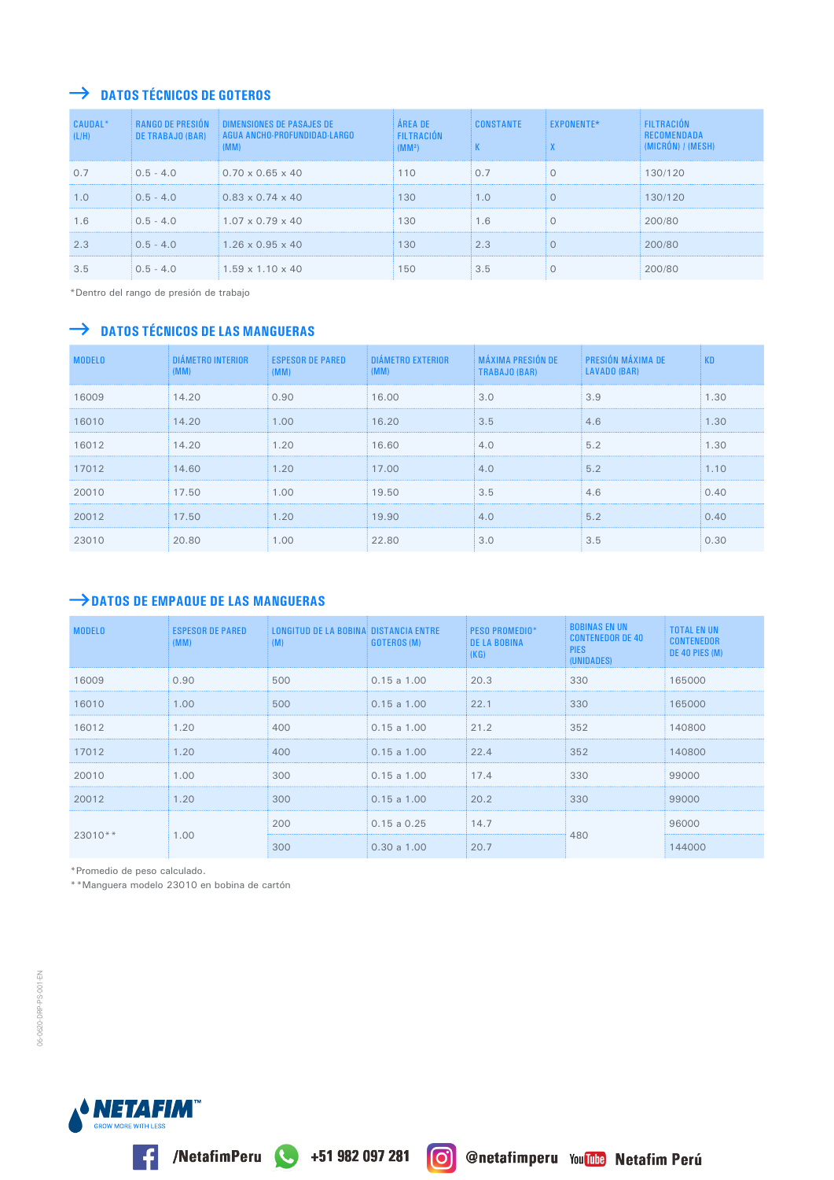## → DATOS TÉCNICOS DE GOTEROS

| CAUDAL* (L/H) | RANGO DE PRESIÓN DE TRABAJO (BAR) | DIMENSIONES DE PASAJES DE AGUA ANCHO-PROFUNDIDAD-LARGO (MM) | ÁREA DE FILTRACIÓN (MM²) | CONSTANTE K | EXPONENTE* X | FILTRACIÓN RECOMENDADA (MICRÓN) / (MESH) |
|---|---|---|---|---|---|---|
| 0.7 | 0.5 - 4.0 | 0.70 x 0.65 x 40 | 110 | 0.7 | 0 | 130/120 |
| 1.0 | 0.5 - 4.0 | 0.83 x 0.74 x 40 | 130 | 1.0 | 0 | 130/120 |
| 1.6 | 0.5 - 4.0 | 1.07 x 0.79 x 40 | 130 | 1.6 | 0 | 200/80 |
| 2.3 | 0.5 - 4.0 | 1.26 x 0.95 x 40 | 130 | 2.3 | 0 | 200/80 |
| 3.5 | 0.5 - 4.0 | 1.59 x 1.10 x 40 | 150 | 3.5 | 0 | 200/80 |

*Dentro del rango de presión de trabajo

## → DATOS TÉCNICOS DE LAS MANGUERAS

| MODELO | DIÁMETRO INTERIOR (MM) | ESPESOR DE PARED (MM) | DIÁMETRO EXTERIOR (MM) | MÁXIMA PRESIÓN DE TRABAJO (BAR) | PRESIÓN MÁXIMA DE LAVADO (BAR) | KD |
|---|---|---|---|---|---|---|
| 16009 | 14.20 | 0.90 | 16.00 | 3.0 | 3.9 | 1.30 |
| 16010 | 14.20 | 1.00 | 16.20 | 3.5 | 4.6 | 1.30 |
| 16012 | 14.20 | 1.20 | 16.60 | 4.0 | 5.2 | 1.30 |
| 17012 | 14.60 | 1.20 | 17.00 | 4.0 | 5.2 | 1.10 |
| 20010 | 17.50 | 1.00 | 19.50 | 3.5 | 4.6 | 0.40 |
| 20012 | 17.50 | 1.20 | 19.90 | 4.0 | 5.2 | 0.40 |
| 23010 | 20.80 | 1.00 | 22.80 | 3.0 | 3.5 | 0.30 |

## → DATOS DE EMPAQUE DE LAS MANGUERAS

| MODELO | ESPESOR DE PARED (MM) | LONGITUD DE LA BOBINA (M) | DISTANCIA ENTRE GOTEROS (M) | PESO PROMEDIO* DE LA BOBINA (KG) | BOBINAS EN UN CONTENEDOR DE 40 PIES (UNIDADES) | TOTAL EN UN CONTENEDOR DE 40 PIES (M) |
|---|---|---|---|---|---|---|
| 16009 | 0.90 | 500 | 0.15 a 1.00 | 20.3 | 330 | 165000 |
| 16010 | 1.00 | 500 | 0.15 a 1.00 | 22.1 | 330 | 165000 |
| 16012 | 1.20 | 400 | 0.15 a 1.00 | 21.2 | 352 | 140800 |
| 17012 | 1.20 | 400 | 0.15 a 1.00 | 22.4 | 352 | 140800 |
| 20010 | 1.00 | 300 | 0.15 a 1.00 | 17.4 | 330 | 99000 |
| 20012 | 1.20 | 300 | 0.15 a 1.00 | 20.2 | 330 | 99000 |
| 23010** | 1.00 | 200 | 0.15 a 0.25 | 14.7 | 480 | 96000 |
| | | 300 | 0.30 a 1.00 | 20.7 | | 144000 |

*Promedio de peso calculado.
**Manguera modelo 23010 en bobina de cartón

NETAFIM™ GROW MORE WITH LESS

/NetafimPeru +51 982 097 281 @netafimperu Netafim Perú